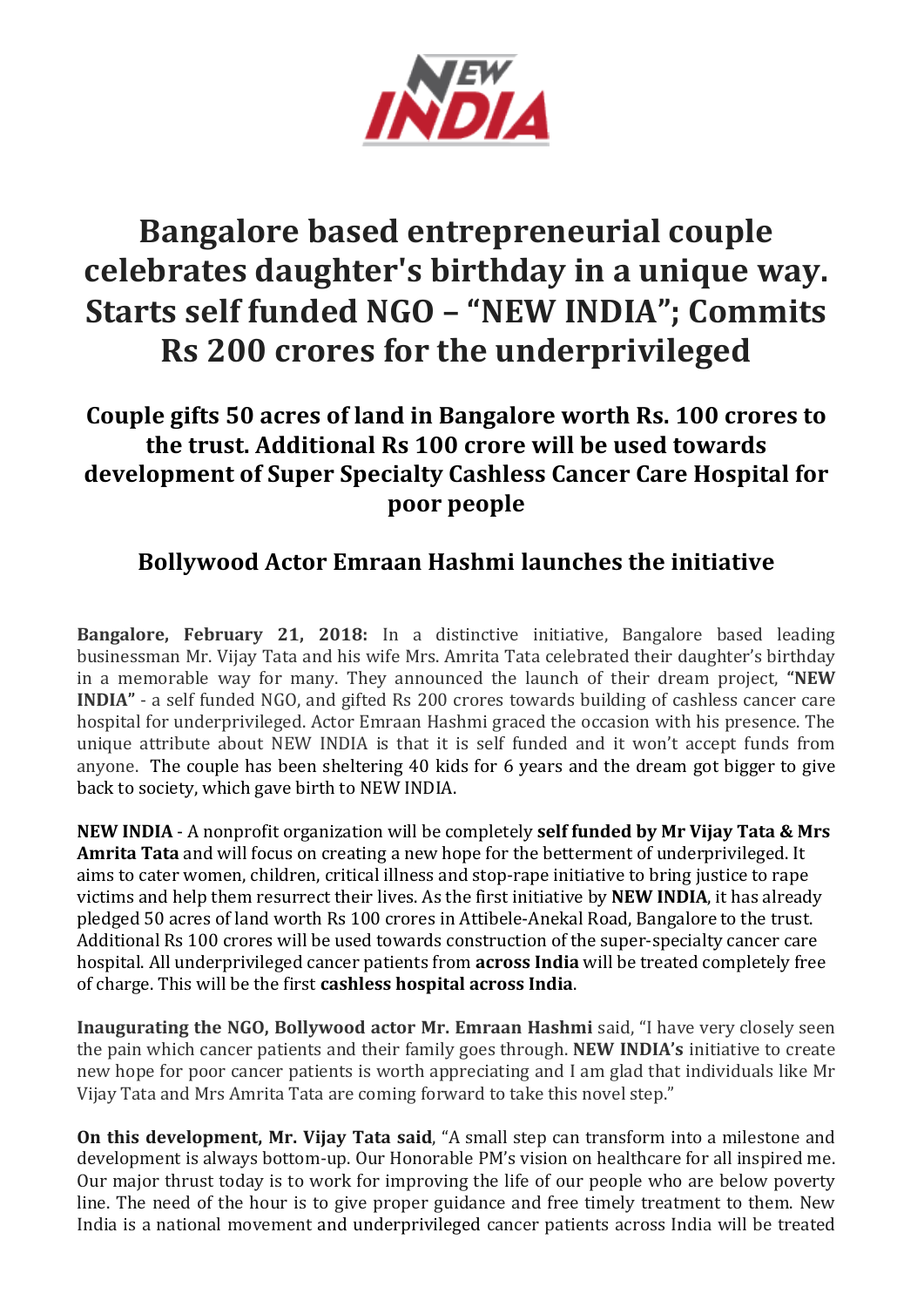NEW INDIA

# Bangalore based entrepreneurial couple celebrates daughter's birthday in a unique way. Starts self funded NGO – “NEW INDIA”; Commits Rs 200 crores for the underprivileged

## Couple gifts 50 acres of land in Bangalore worth Rs. 100 crores to the trust. Additional Rs 100 crore will be used towards development of Super Specialty Cashless Cancer Care Hospital for poor people

## Bollywood Actor Emraan Hashmi launches the initiative

**Bangalore, February 21, 2018:** In a distinctive initiative, Bangalore based leading businessman Mr. Vijay Tata and his wife Mrs. Amrita Tata celebrated their daughter's birthday in a memorable way for many. They announced the launch of their dream project, **“NEW INDIA”** - a self funded NGO, and gifted Rs 200 crores towards building of cashless cancer care hospital for underprivileged. Actor Emraan Hashmi graced the occasion with his presence. The unique attribute about NEW INDIA is that it is self funded and it won't accept funds from anyone. The couple has been sheltering 40 kids for 6 years and the dream got bigger to give back to society, which gave birth to NEW INDIA.

**NEW INDIA** - A nonprofit organization will be completely **self funded by Mr Vijay Tata & Mrs Amrita Tata** and will focus on creating a new hope for the betterment of underprivileged. It aims to cater women, children, critical illness and stop-rape initiative to bring justice to rape victims and help them resurrect their lives. As the first initiative by **NEW INDIA**, it has already pledged 50 acres of land worth Rs 100 crores in Attibele-Anekal Road, Bangalore to the trust. Additional Rs 100 crores will be used towards construction of the super-specialty cancer care hospital. All underprivileged cancer patients from **across India** will be treated completely free of charge. This will be the first **cashless hospital across India**.

**Inaugurating the NGO, Bollywood actor Mr. Emraan Hashmi** said, “I have very closely seen the pain which cancer patients and their family goes through. **NEW INDIA's** initiative to create new hope for poor cancer patients is worth appreciating and I am glad that individuals like Mr Vijay Tata and Mrs Amrita Tata are coming forward to take this novel step.”

**On this development, Mr. Vijay Tata said**, “A small step can transform into a milestone and development is always bottom-up. Our Honorable PM's vision on healthcare for all inspired me. Our major thrust today is to work for improving the life of our people who are below poverty line. The need of the hour is to give proper guidance and free timely treatment to them. New India is a national movement and underprivileged cancer patients across India will be treated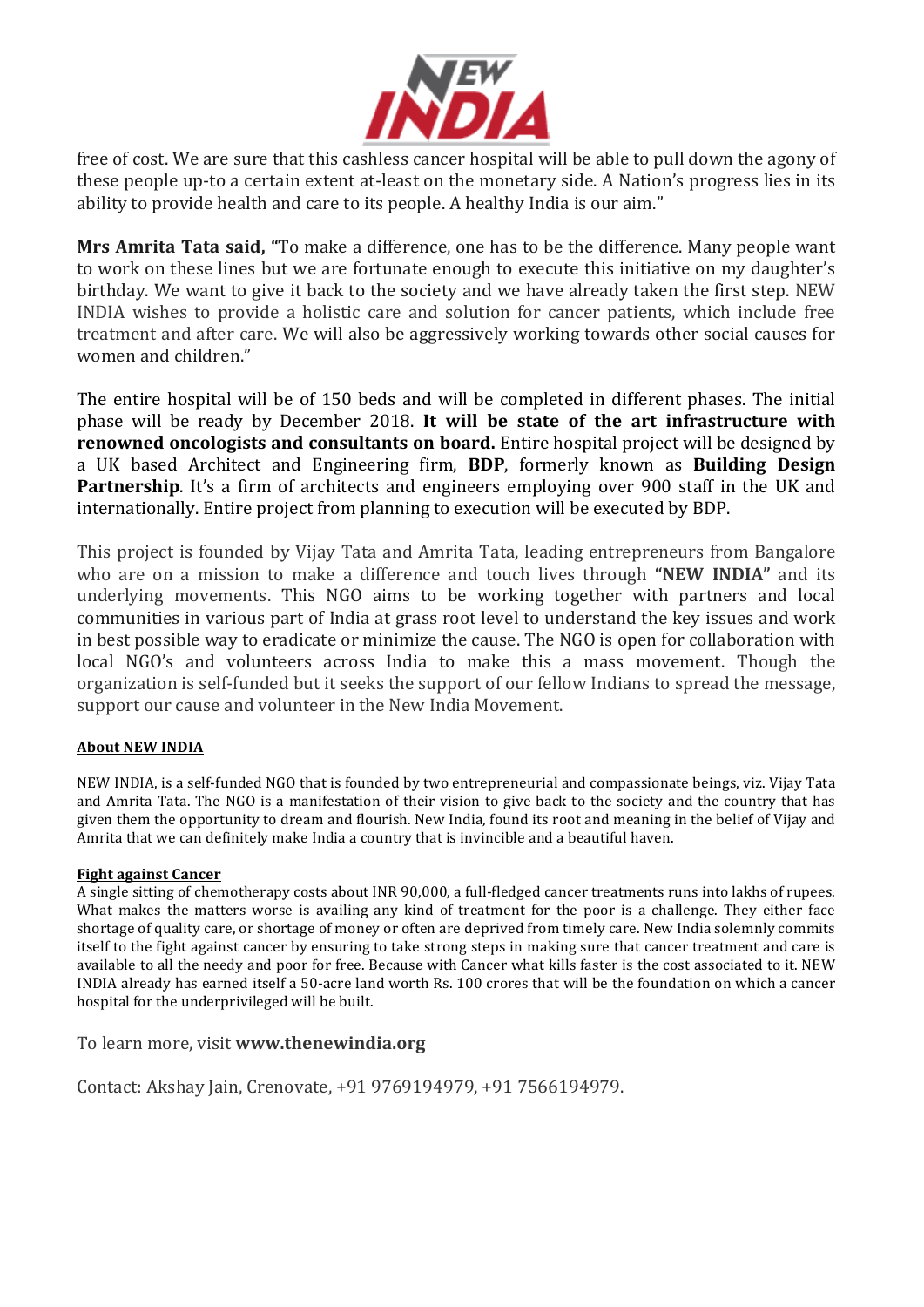free of cost. We are sure that this cashless cancer hospital will be able to pull down the agony of these people up-to a certain extent at-least on the monetary side. A Nation's progress lies in its ability to provide health and care to its people. A healthy India is our aim."

**Mrs Amrita Tata said, "**To make a difference, one has to be the difference. Many people want to work on these lines but we are fortunate enough to execute this initiative on my daughter's birthday. We want to give it back to the society and we have already taken the first step. NEW INDIA wishes to provide a holistic care and solution for cancer patients, which include free treatment and after care. We will also be aggressively working towards other social causes for women and children."

The entire hospital will be of 150 beds and will be completed in different phases. The initial phase will be ready by December 2018. **It will be state of the art infrastructure with renowned oncologists and consultants on board.** Entire hospital project will be designed by a UK based Architect and Engineering firm, **BDP**, formerly known as **Building Design Partnership**. It's a firm of architects and engineers employing over 900 staff in the UK and internationally. Entire project from planning to execution will be executed by BDP.

This project is founded by Vijay Tata and Amrita Tata, leading entrepreneurs from Bangalore who are on a mission to make a difference and touch lives through **"NEW INDIA"** and its underlying movements. This NGO aims to be working together with partners and local communities in various part of India at grass root level to understand the key issues and work in best possible way to eradicate or minimize the cause. The NGO is open for collaboration with local NGO's and volunteers across India to make this a mass movement. Though the organization is self-funded but it seeks the support of our fellow Indians to spread the message, support our cause and volunteer in the New India Movement.

**About NEW INDIA**

NEW INDIA, is a self-funded NGO that is founded by two entrepreneurial and compassionate beings, viz. Vijay Tata and Amrita Tata. The NGO is a manifestation of their vision to give back to the society and the country that has given them the opportunity to dream and flourish. New India, found its root and meaning in the belief of Vijay and Amrita that we can definitely make India a country that is invincible and a beautiful haven.

**Fight against Cancer**

A single sitting of chemotherapy costs about INR 90,000, a full-fledged cancer treatments runs into lakhs of rupees. What makes the matters worse is availing any kind of treatment for the poor is a challenge. They either face shortage of quality care, or shortage of money or often are deprived from timely care. New India solemnly commits itself to the fight against cancer by ensuring to take strong steps in making sure that cancer treatment and care is available to all the needy and poor for free. Because with Cancer what kills faster is the cost associated to it. NEW INDIA already has earned itself a 50-acre land worth Rs. 100 crores that will be the foundation on which a cancer hospital for the underprivileged will be built.

To learn more, visit **www.thenewindia.org**

Contact: Akshay Jain, Crenovate, +91 9769194979, +91 7566194979.